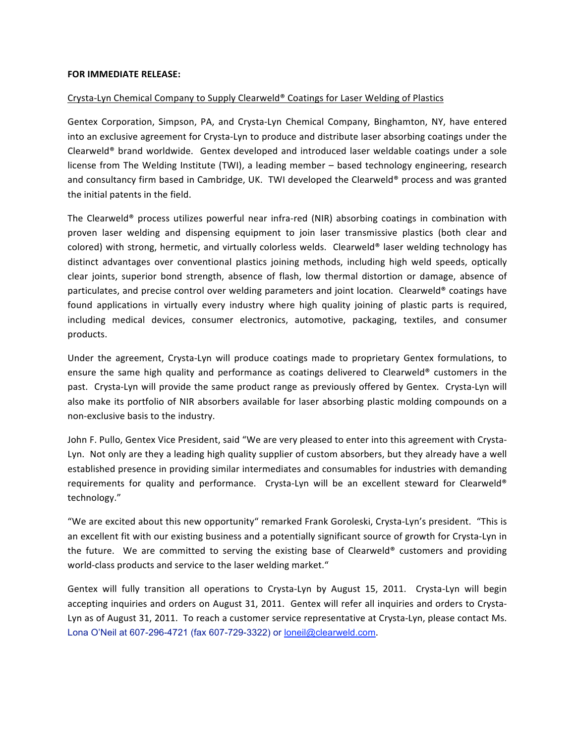**FOR IMMEDIATE RELEASE:**

Crysta-Lyn Chemical Company to Supply Clearweld® Coatings for Laser Welding of Plastics

Gentex Corporation, Simpson, PA, and Crysta-Lyn Chemical Company, Binghamton, NY, have entered into an exclusive agreement for Crysta-Lyn to produce and distribute laser absorbing coatings under the Clearweld® brand worldwide. Gentex developed and introduced laser weldable coatings under a sole license from The Welding Institute (TWI), a leading member – based technology engineering, research and consultancy firm based in Cambridge, UK. TWI developed the Clearweld® process and was granted the initial patents in the field.

The Clearweld® process utilizes powerful near infra-red (NIR) absorbing coatings in combination with proven laser welding and dispensing equipment to join laser transmissive plastics (both clear and colored) with strong, hermetic, and virtually colorless welds. Clearweld® laser welding technology has distinct advantages over conventional plastics joining methods, including high weld speeds, optically clear joints, superior bond strength, absence of flash, low thermal distortion or damage, absence of particulates, and precise control over welding parameters and joint location. Clearweld® coatings have found applications in virtually every industry where high quality joining of plastic parts is required, including medical devices, consumer electronics, automotive, packaging, textiles, and consumer products.

Under the agreement, Crysta-Lyn will produce coatings made to proprietary Gentex formulations, to ensure the same high quality and performance as coatings delivered to Clearweld® customers in the past. Crysta-Lyn will provide the same product range as previously offered by Gentex. Crysta-Lyn will also make its portfolio of NIR absorbers available for laser absorbing plastic molding compounds on a non-exclusive basis to the industry.

John F. Pullo, Gentex Vice President, said "We are very pleased to enter into this agreement with Crysta-Lyn. Not only are they a leading high quality supplier of custom absorbers, but they already have a well established presence in providing similar intermediates and consumables for industries with demanding requirements for quality and performance. Crysta-Lyn will be an excellent steward for Clearweld® technology."

"We are excited about this new opportunity" remarked Frank Goroleski, Crysta-Lyn's president. "This is an excellent fit with our existing business and a potentially significant source of growth for Crysta-Lyn in the future. We are committed to serving the existing base of Clearweld® customers and providing world-class products and service to the laser welding market."

Gentex will fully transition all operations to Crysta-Lyn by August 15, 2011. Crysta-Lyn will begin accepting inquiries and orders on August 31, 2011. Gentex will refer all inquiries and orders to Crysta-Lyn as of August 31, 2011. To reach a customer service representative at Crysta-Lyn, please contact Ms. Lona O'Neil at 607-296-4721 (fax 607-729-3322) or loneil@clearweld.com.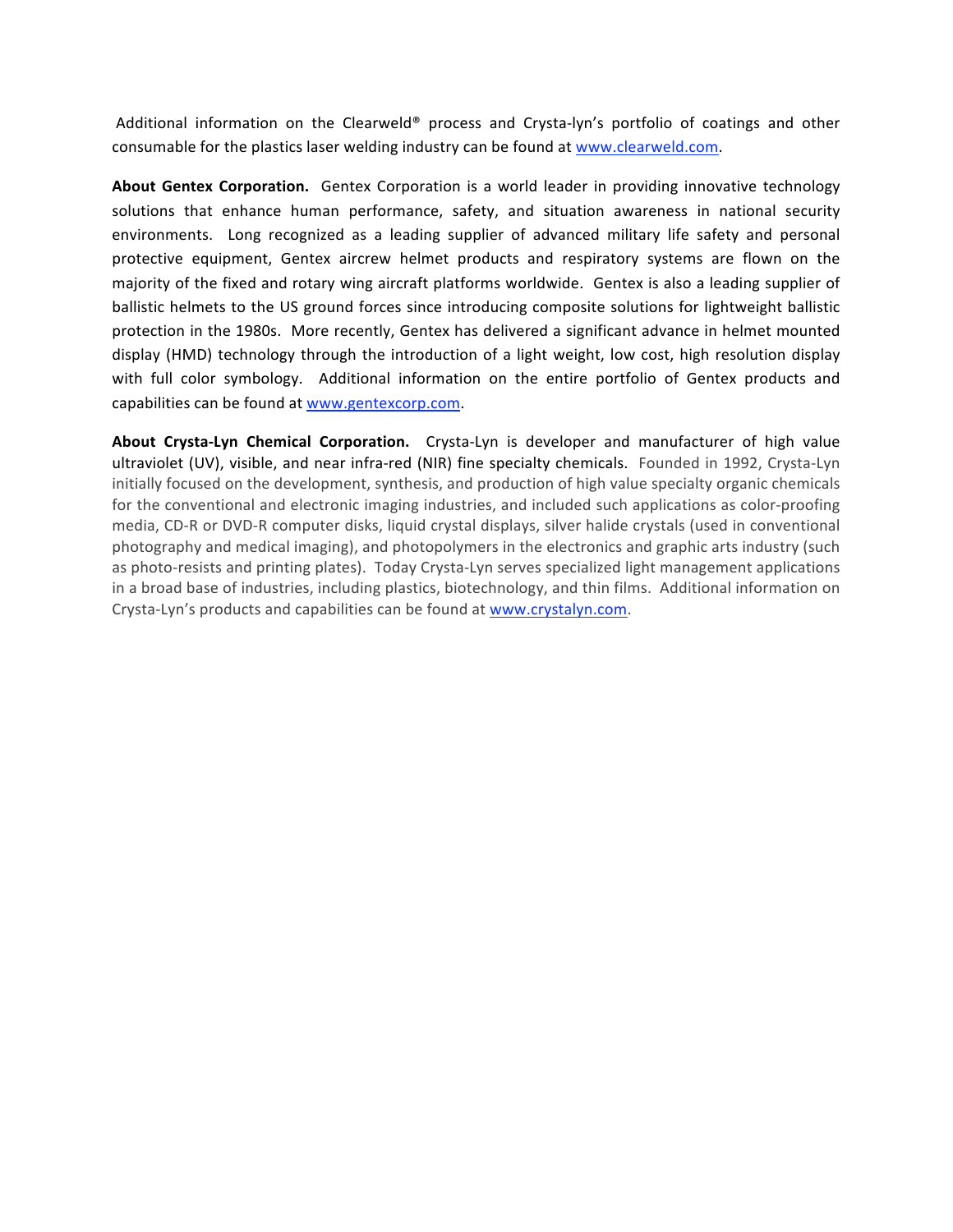Additional information on the Clearweld® process and Crysta-lyn's portfolio of coatings and other consumable for the plastics laser welding industry can be found at www.clearweld.com.

**About Gentex Corporation.** Gentex Corporation is a world leader in providing innovative technology solutions that enhance human performance, safety, and situation awareness in national security environments. Long recognized as a leading supplier of advanced military life safety and personal protective equipment, Gentex aircrew helmet products and respiratory systems are flown on the majority of the fixed and rotary wing aircraft platforms worldwide. Gentex is also a leading supplier of ballistic helmets to the US ground forces since introducing composite solutions for lightweight ballistic protection in the 1980s. More recently, Gentex has delivered a significant advance in helmet mounted display (HMD) technology through the introduction of a light weight, low cost, high resolution display with full color symbology. Additional information on the entire portfolio of Gentex products and capabilities can be found at www.gentexcorp.com.

**About Crysta-Lyn Chemical Corporation.** Crysta-Lyn is developer and manufacturer of high value ultraviolet (UV), visible, and near infra-red (NIR) fine specialty chemicals. Founded in 1992, Crysta-Lyn initially focused on the development, synthesis, and production of high value specialty organic chemicals for the conventional and electronic imaging industries, and included such applications as color-proofing media, CD-R or DVD-R computer disks, liquid crystal displays, silver halide crystals (used in conventional photography and medical imaging), and photopolymers in the electronics and graphic arts industry (such as photo-resists and printing plates). Today Crysta-Lyn serves specialized light management applications in a broad base of industries, including plastics, biotechnology, and thin films. Additional information on Crysta-Lyn's products and capabilities can be found at www.crystalyn.com.